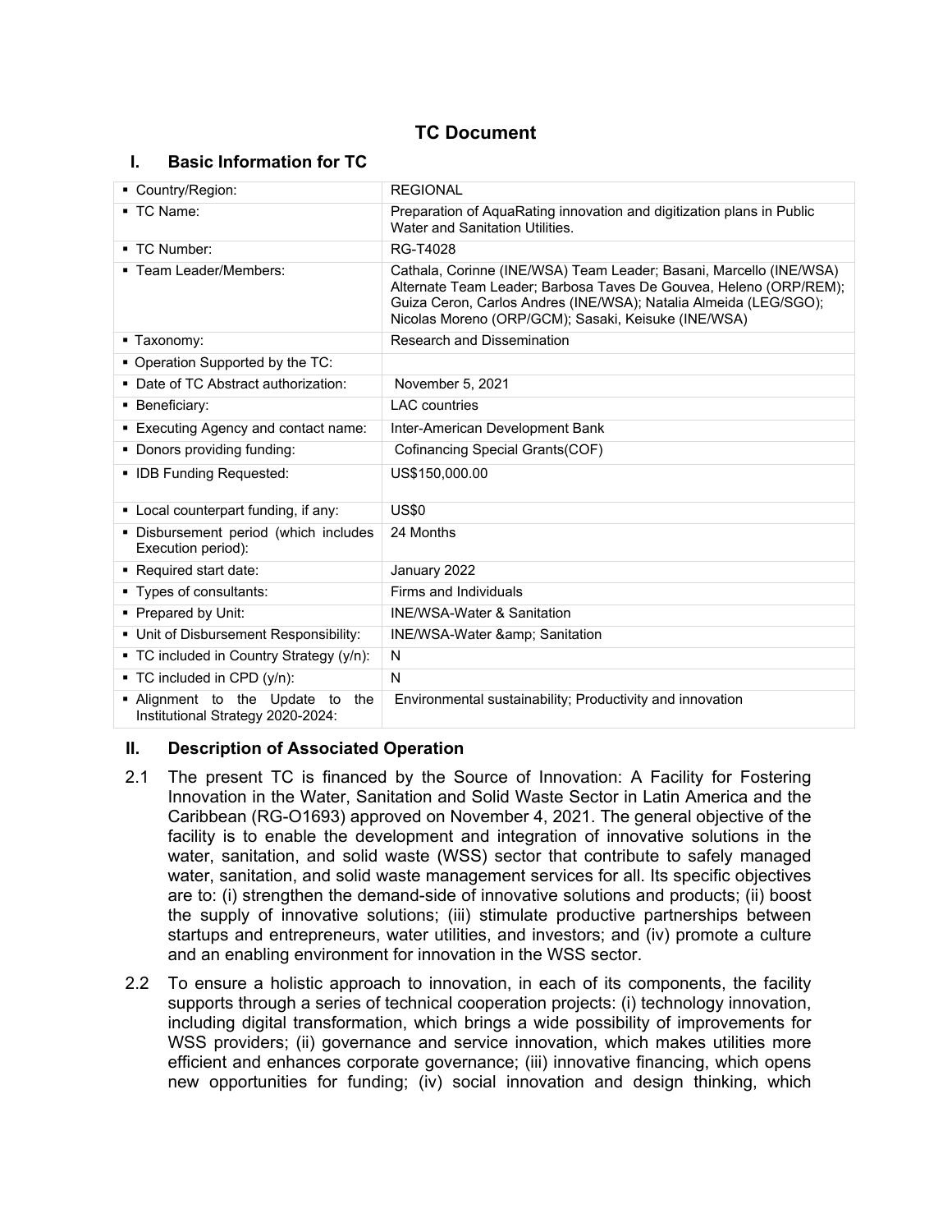# TC Document

## I. Basic Information for TC

| | |
|---|---|
| ▪ Country/Region: | REGIONAL |
| ▪ TC Name: | Preparation of AquaRating innovation and digitization plans in Public Water and Sanitation Utilities. |
| ▪ TC Number: | RG-T4028 |
| ▪ Team Leader/Members: | Cathala, Corinne (INE/WSA) Team Leader; Basani, Marcello (INE/WSA) Alternate Team Leader; Barbosa Taves De Gouvea, Heleno (ORP/REM); Guiza Ceron, Carlos Andres (INE/WSA); Natalia Almeida (LEG/SGO); Nicolas Moreno (ORP/GCM); Sasaki, Keisuke (INE/WSA) |
| ▪ Taxonomy: | Research and Dissemination |
| ▪ Operation Supported by the TC: | |
| ▪ Date of TC Abstract authorization: | November 5, 2021 |
| ▪ Beneficiary: | LAC countries |
| ▪ Executing Agency and contact name: | Inter-American Development Bank |
| ▪ Donors providing funding: | Cofinancing Special Grants(COF) |
| ▪ IDB Funding Requested: | US$150,000.00 |
| ▪ Local counterpart funding, if any: | US$0 |
| ▪ Disbursement period (which includes Execution period): | 24 Months |
| ▪ Required start date: | January 2022 |
| ▪ Types of consultants: | Firms and Individuals |
| ▪ Prepared by Unit: | INE/WSA-Water & Sanitation |
| ▪ Unit of Disbursement Responsibility: | INE/WSA-Water &amp; Sanitation |
| ▪ TC included in Country Strategy (y/n): | N |
| ▪ TC included in CPD (y/n): | N |
| ▪ Alignment to the Update to the Institutional Strategy 2020-2024: | Environmental sustainability; Productivity and innovation |

## II. Description of Associated Operation

2.1 The present TC is financed by the Source of Innovation: A Facility for Fostering Innovation in the Water, Sanitation and Solid Waste Sector in Latin America and the Caribbean (RG-O1693) approved on November 4, 2021. The general objective of the facility is to enable the development and integration of innovative solutions in the water, sanitation, and solid waste (WSS) sector that contribute to safely managed water, sanitation, and solid waste management services for all. Its specific objectives are to: (i) strengthen the demand-side of innovative solutions and products; (ii) boost the supply of innovative solutions; (iii) stimulate productive partnerships between startups and entrepreneurs, water utilities, and investors; and (iv) promote a culture and an enabling environment for innovation in the WSS sector.

2.2 To ensure a holistic approach to innovation, in each of its components, the facility supports through a series of technical cooperation projects: (i) technology innovation, including digital transformation, which brings a wide possibility of improvements for WSS providers; (ii) governance and service innovation, which makes utilities more efficient and enhances corporate governance; (iii) innovative financing, which opens new opportunities for funding; (iv) social innovation and design thinking, which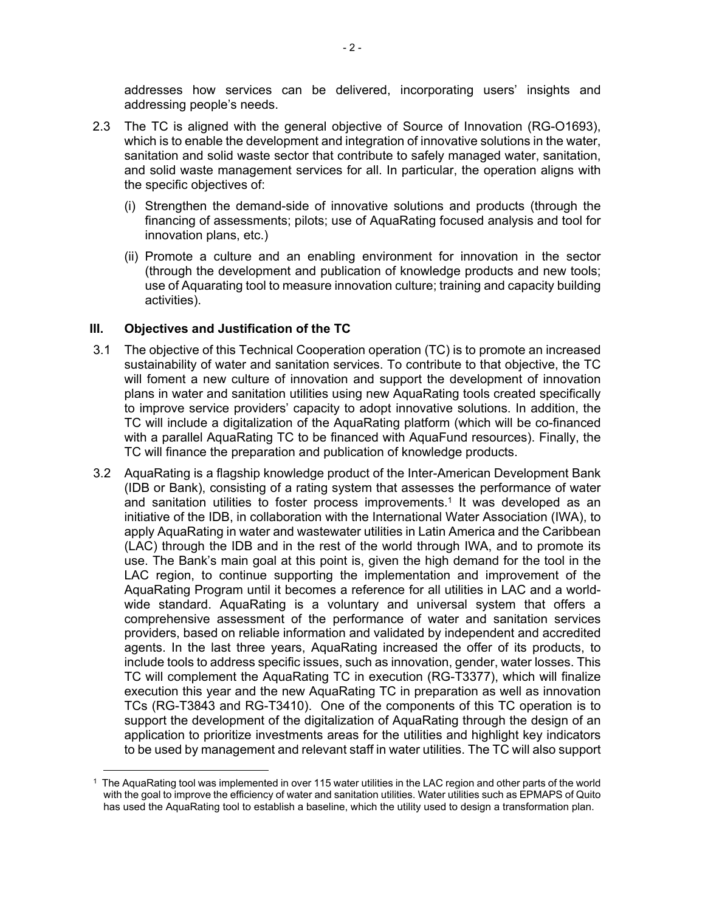addresses how services can be delivered, incorporating users' insights and addressing people's needs.

2.3 The TC is aligned with the general objective of Source of Innovation (RG-O1693), which is to enable the development and integration of innovative solutions in the water, sanitation and solid waste sector that contribute to safely managed water, sanitation, and solid waste management services for all. In particular, the operation aligns with the specific objectives of:

   (i) Strengthen the demand-side of innovative solutions and products (through the financing of assessments; pilots; use of AquaRating focused analysis and tool for innovation plans, etc.)

   (ii) Promote a culture and an enabling environment for innovation in the sector (through the development and publication of knowledge products and new tools; use of Aquarating tool to measure innovation culture; training and capacity building activities).

## III. Objectives and Justification of the TC

3.1 The objective of this Technical Cooperation operation (TC) is to promote an increased sustainability of water and sanitation services. To contribute to that objective, the TC will foment a new culture of innovation and support the development of innovation plans in water and sanitation utilities using new AquaRating tools created specifically to improve service providers' capacity to adopt innovative solutions. In addition, the TC will include a digitalization of the AquaRating platform (which will be co-financed with a parallel AquaRating TC to be financed with AquaFund resources). Finally, the TC will finance the preparation and publication of knowledge products.

3.2 AquaRating is a flagship knowledge product of the Inter-American Development Bank (IDB or Bank), consisting of a rating system that assesses the performance of water and sanitation utilities to foster process improvements.[1] It was developed as an initiative of the IDB, in collaboration with the International Water Association (IWA), to apply AquaRating in water and wastewater utilities in Latin America and the Caribbean (LAC) through the IDB and in the rest of the world through IWA, and to promote its use. The Bank's main goal at this point is, given the high demand for the tool in the LAC region, to continue supporting the implementation and improvement of the AquaRating Program until it becomes a reference for all utilities in LAC and a world-wide standard. AquaRating is a voluntary and universal system that offers a comprehensive assessment of the performance of water and sanitation services providers, based on reliable information and validated by independent and accredited agents. In the last three years, AquaRating increased the offer of its products, to include tools to address specific issues, such as innovation, gender, water losses. This TC will complement the AquaRating TC in execution (RG-T3377), which will finalize execution this year and the new AquaRating TC in preparation as well as innovation TCs (RG-T3843 and RG-T3410). One of the components of this TC operation is to support the development of the digitalization of AquaRating through the design of an application to prioritize investments areas for the utilities and highlight key indicators to be used by management and relevant staff in water utilities. The TC will also support

[1] The AquaRating tool was implemented in over 115 water utilities in the LAC region and other parts of the world with the goal to improve the efficiency of water and sanitation utilities. Water utilities such as EPMAPS of Quito has used the AquaRating tool to establish a baseline, which the utility used to design a transformation plan.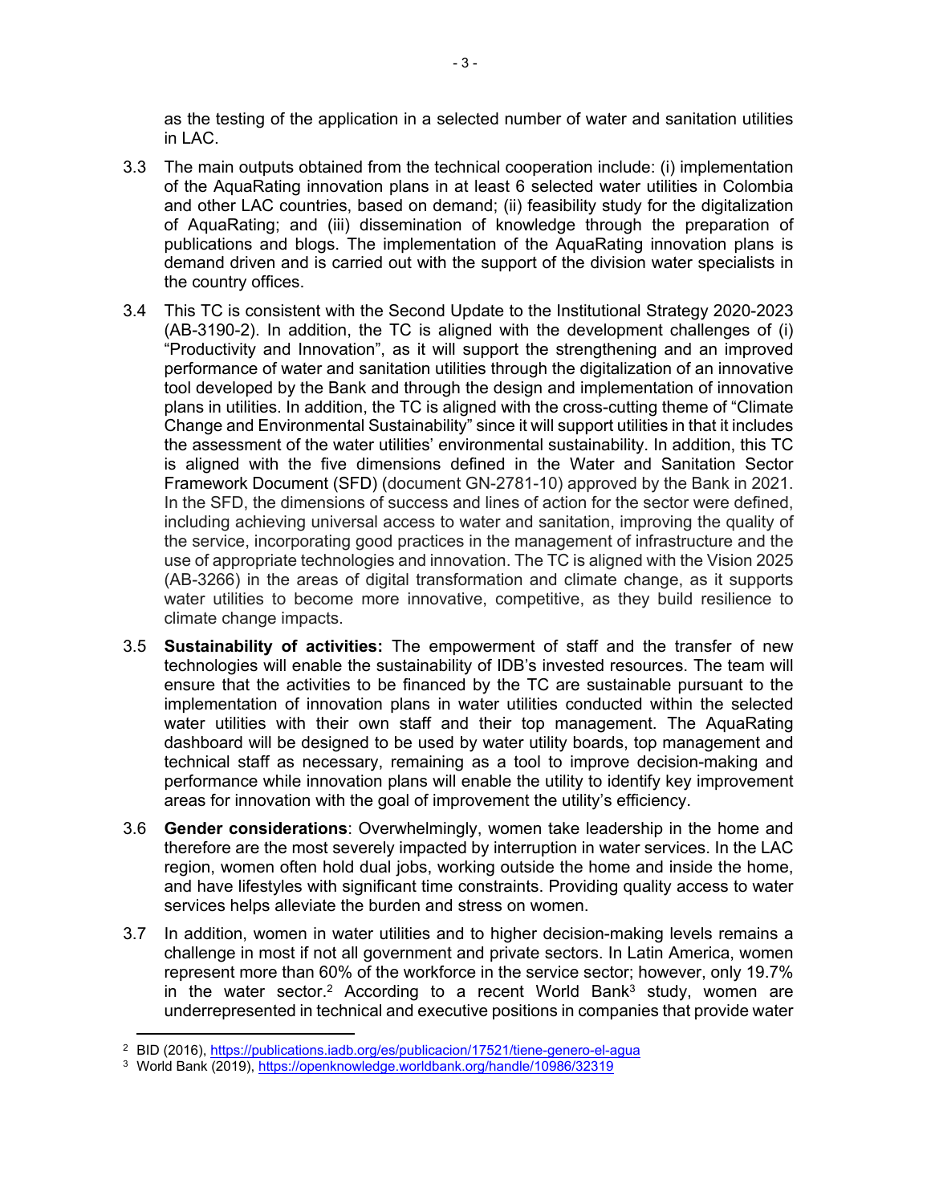as the testing of the application in a selected number of water and sanitation utilities in LAC.

3.3 The main outputs obtained from the technical cooperation include: (i) implementation of the AquaRating innovation plans in at least 6 selected water utilities in Colombia and other LAC countries, based on demand; (ii) feasibility study for the digitalization of AquaRating; and (iii) dissemination of knowledge through the preparation of publications and blogs. The implementation of the AquaRating innovation plans is demand driven and is carried out with the support of the division water specialists in the country offices.

3.4 This TC is consistent with the Second Update to the Institutional Strategy 2020-2023 (AB-3190-2). In addition, the TC is aligned with the development challenges of (i) "Productivity and Innovation", as it will support the strengthening and an improved performance of water and sanitation utilities through the digitalization of an innovative tool developed by the Bank and through the design and implementation of innovation plans in utilities. In addition, the TC is aligned with the cross-cutting theme of "Climate Change and Environmental Sustainability" since it will support utilities in that it includes the assessment of the water utilities' environmental sustainability. In addition, this TC is aligned with the five dimensions defined in the Water and Sanitation Sector Framework Document (SFD) (document GN-2781-10) approved by the Bank in 2021. In the SFD, the dimensions of success and lines of action for the sector were defined, including achieving universal access to water and sanitation, improving the quality of the service, incorporating good practices in the management of infrastructure and the use of appropriate technologies and innovation. The TC is aligned with the Vision 2025 (AB-3266) in the areas of digital transformation and climate change, as it supports water utilities to become more innovative, competitive, as they build resilience to climate change impacts.

3.5 **Sustainability of activities:** The empowerment of staff and the transfer of new technologies will enable the sustainability of IDB's invested resources. The team will ensure that the activities to be financed by the TC are sustainable pursuant to the implementation of innovation plans in water utilities conducted within the selected water utilities with their own staff and their top management. The AquaRating dashboard will be designed to be used by water utility boards, top management and technical staff as necessary, remaining as a tool to improve decision-making and performance while innovation plans will enable the utility to identify key improvement areas for innovation with the goal of improvement the utility's efficiency.

3.6 **Gender considerations**: Overwhelmingly, women take leadership in the home and therefore are the most severely impacted by interruption in water services. In the LAC region, women often hold dual jobs, working outside the home and inside the home, and have lifestyles with significant time constraints. Providing quality access to water services helps alleviate the burden and stress on women.

3.7 In addition, women in water utilities and to higher decision-making levels remains a challenge in most if not all government and private sectors. In Latin America, women represent more than 60% of the workforce in the service sector; however, only 19.7% in the water sector.[2] According to a recent World Bank[3] study, women are underrepresented in technical and executive positions in companies that provide water

[2] BID (2016), https://publications.iadb.org/es/publicacion/17521/tiene-genero-el-agua

[3] World Bank (2019), https://openknowledge.worldbank.org/handle/10986/32319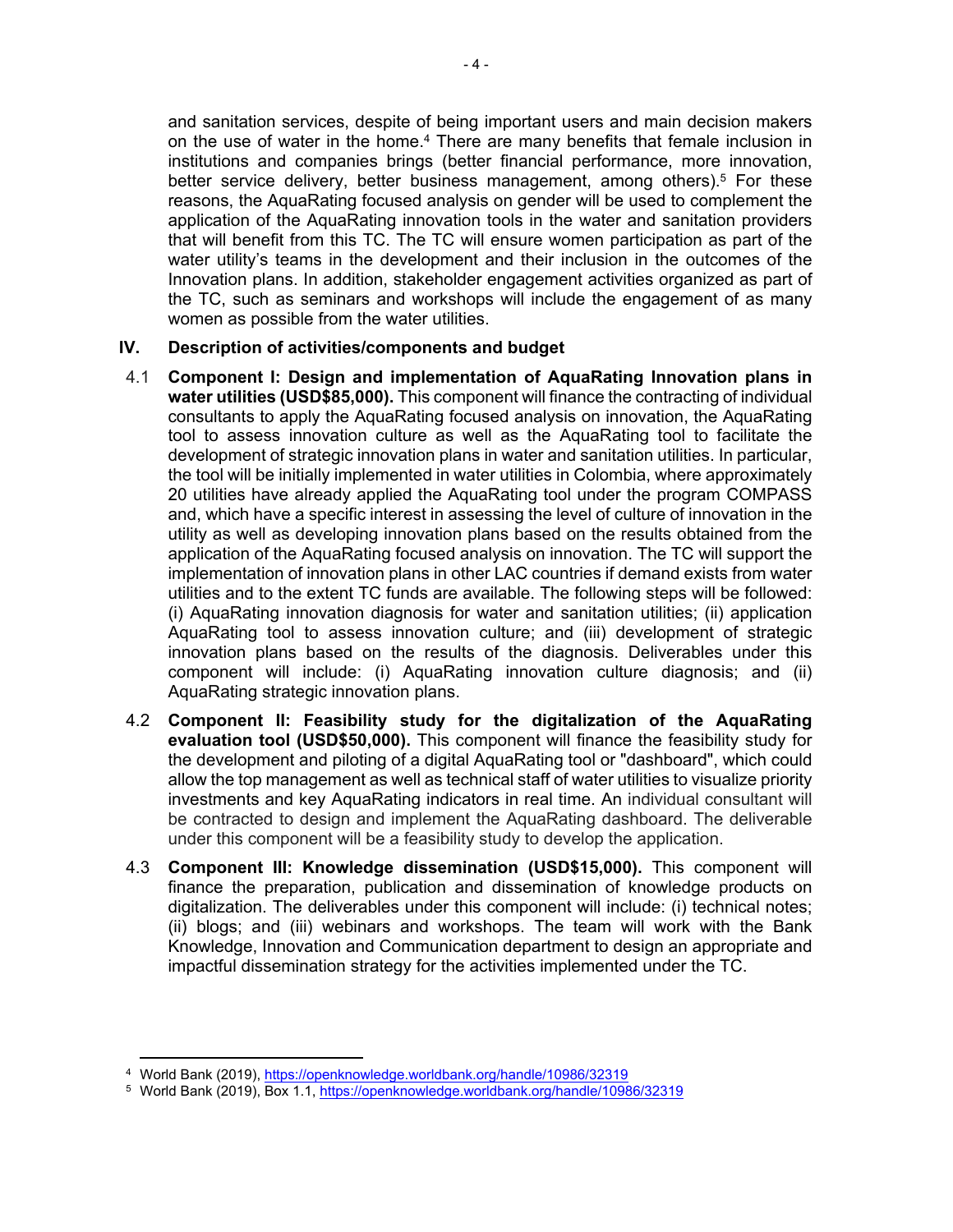and sanitation services, despite of being important users and main decision makers on the use of water in the home.[4] There are many benefits that female inclusion in institutions and companies brings (better financial performance, more innovation, better service delivery, better business management, among others).[5] For these reasons, the AquaRating focused analysis on gender will be used to complement the application of the AquaRating innovation tools in the water and sanitation providers that will benefit from this TC. The TC will ensure women participation as part of the water utility's teams in the development and their inclusion in the outcomes of the Innovation plans. In addition, stakeholder engagement activities organized as part of the TC, such as seminars and workshops will include the engagement of as many women as possible from the water utilities.

## IV. Description of activities/components and budget

4.1 **Component I: Design and implementation of AquaRating Innovation plans in water utilities (USD$85,000).** This component will finance the contracting of individual consultants to apply the AquaRating focused analysis on innovation, the AquaRating tool to assess innovation culture as well as the AquaRating tool to facilitate the development of strategic innovation plans in water and sanitation utilities. In particular, the tool will be initially implemented in water utilities in Colombia, where approximately 20 utilities have already applied the AquaRating tool under the program COMPASS and, which have a specific interest in assessing the level of culture of innovation in the utility as well as developing innovation plans based on the results obtained from the application of the AquaRating focused analysis on innovation. The TC will support the implementation of innovation plans in other LAC countries if demand exists from water utilities and to the extent TC funds are available. The following steps will be followed: (i) AquaRating innovation diagnosis for water and sanitation utilities; (ii) application AquaRating tool to assess innovation culture; and (iii) development of strategic innovation plans based on the results of the diagnosis. Deliverables under this component will include: (i) AquaRating innovation culture diagnosis; and (ii) AquaRating strategic innovation plans.

4.2 **Component II: Feasibility study for the digitalization of the AquaRating evaluation tool (USD$50,000).** This component will finance the feasibility study for the development and piloting of a digital AquaRating tool or "dashboard", which could allow the top management as well as technical staff of water utilities to visualize priority investments and key AquaRating indicators in real time. An individual consultant will be contracted to design and implement the AquaRating dashboard. The deliverable under this component will be a feasibility study to develop the application.

4.3 **Component III: Knowledge dissemination (USD$15,000).** This component will finance the preparation, publication and dissemination of knowledge products on digitalization. The deliverables under this component will include: (i) technical notes; (ii) blogs; and (iii) webinars and workshops. The team will work with the Bank Knowledge, Innovation and Communication department to design an appropriate and impactful dissemination strategy for the activities implemented under the TC.

---

[4] World Bank (2019), https://openknowledge.worldbank.org/handle/10986/32319

[5] World Bank (2019), Box 1.1, https://openknowledge.worldbank.org/handle/10986/32319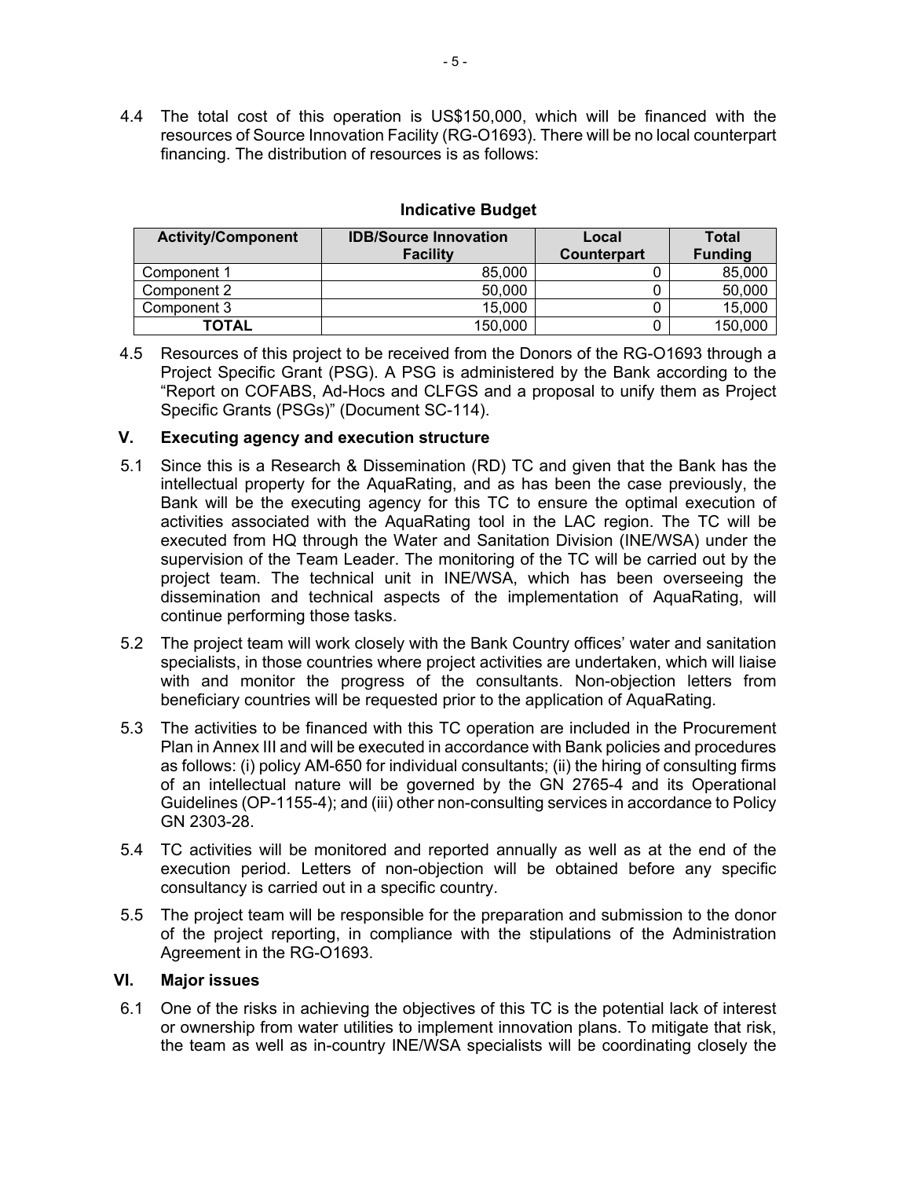4.4 The total cost of this operation is US$150,000, which will be financed with the resources of Source Innovation Facility (RG-O1693). There will be no local counterpart financing. The distribution of resources is as follows:

**Indicative Budget**

| Activity/Component | IDB/Source Innovation Facility | Local Counterpart | Total Funding |
|---|---|---|---|
| Component 1 | 85,000 | 0 | 85,000 |
| Component 2 | 50,000 | 0 | 50,000 |
| Component 3 | 15,000 | 0 | 15,000 |
| **TOTAL** | 150,000 | 0 | 150,000 |

4.5 Resources of this project to be received from the Donors of the RG-O1693 through a Project Specific Grant (PSG). A PSG is administered by the Bank according to the "Report on COFABS, Ad-Hocs and CLFGS and a proposal to unify them as Project Specific Grants (PSGs)" (Document SC-114).

## V. Executing agency and execution structure

5.1 Since this is a Research & Dissemination (RD) TC and given that the Bank has the intellectual property for the AquaRating, and as has been the case previously, the Bank will be the executing agency for this TC to ensure the optimal execution of activities associated with the AquaRating tool in the LAC region. The TC will be executed from HQ through the Water and Sanitation Division (INE/WSA) under the supervision of the Team Leader. The monitoring of the TC will be carried out by the project team. The technical unit in INE/WSA, which has been overseeing the dissemination and technical aspects of the implementation of AquaRating, will continue performing those tasks.

5.2 The project team will work closely with the Bank Country offices' water and sanitation specialists, in those countries where project activities are undertaken, which will liaise with and monitor the progress of the consultants. Non-objection letters from beneficiary countries will be requested prior to the application of AquaRating.

5.3 The activities to be financed with this TC operation are included in the Procurement Plan in Annex III and will be executed in accordance with Bank policies and procedures as follows: (i) policy AM-650 for individual consultants; (ii) the hiring of consulting firms of an intellectual nature will be governed by the GN 2765-4 and its Operational Guidelines (OP-1155-4); and (iii) other non-consulting services in accordance to Policy GN 2303-28.

5.4 TC activities will be monitored and reported annually as well as at the end of the execution period. Letters of non-objection will be obtained before any specific consultancy is carried out in a specific country.

5.5 The project team will be responsible for the preparation and submission to the donor of the project reporting, in compliance with the stipulations of the Administration Agreement in the RG-O1693.

## VI. Major issues

6.1 One of the risks in achieving the objectives of this TC is the potential lack of interest or ownership from water utilities to implement innovation plans. To mitigate that risk, the team as well as in-country INE/WSA specialists will be coordinating closely the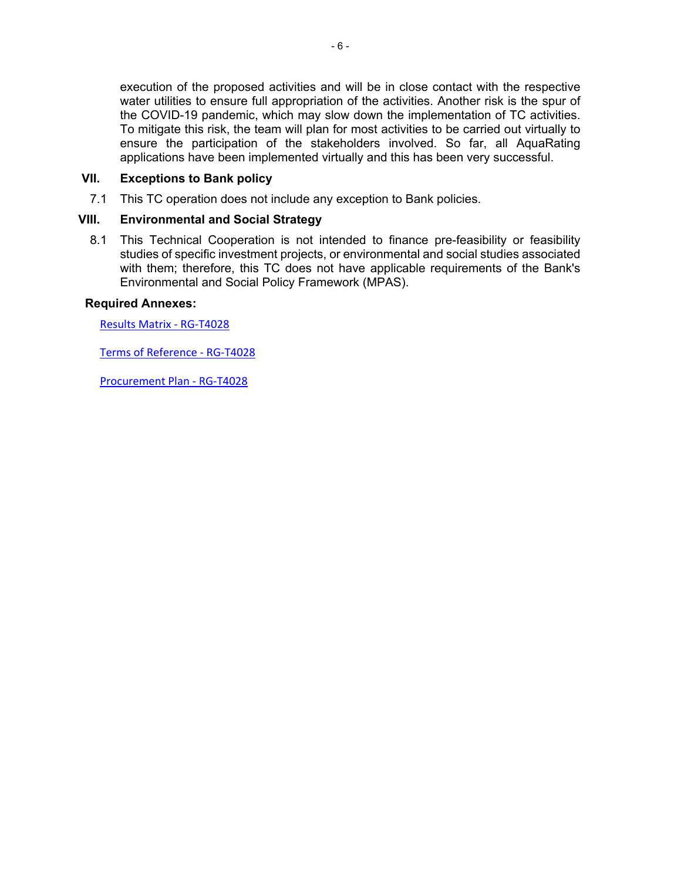execution of the proposed activities and will be in close contact with the respective water utilities to ensure full appropriation of the activities. Another risk is the spur of the COVID-19 pandemic, which may slow down the implementation of TC activities. To mitigate this risk, the team will plan for most activities to be carried out virtually to ensure the participation of the stakeholders involved. So far, all AquaRating applications have been implemented virtually and this has been very successful.

## VII. Exceptions to Bank policy

7.1 This TC operation does not include any exception to Bank policies.

## VIII. Environmental and Social Strategy

8.1 This Technical Cooperation is not intended to finance pre-feasibility or feasibility studies of specific investment projects, or environmental and social studies associated with them; therefore, this TC does not have applicable requirements of the Bank's Environmental and Social Policy Framework (MPAS).

**Required Annexes:**

Results Matrix - RG-T4028

Terms of Reference - RG-T4028

Procurement Plan - RG-T4028